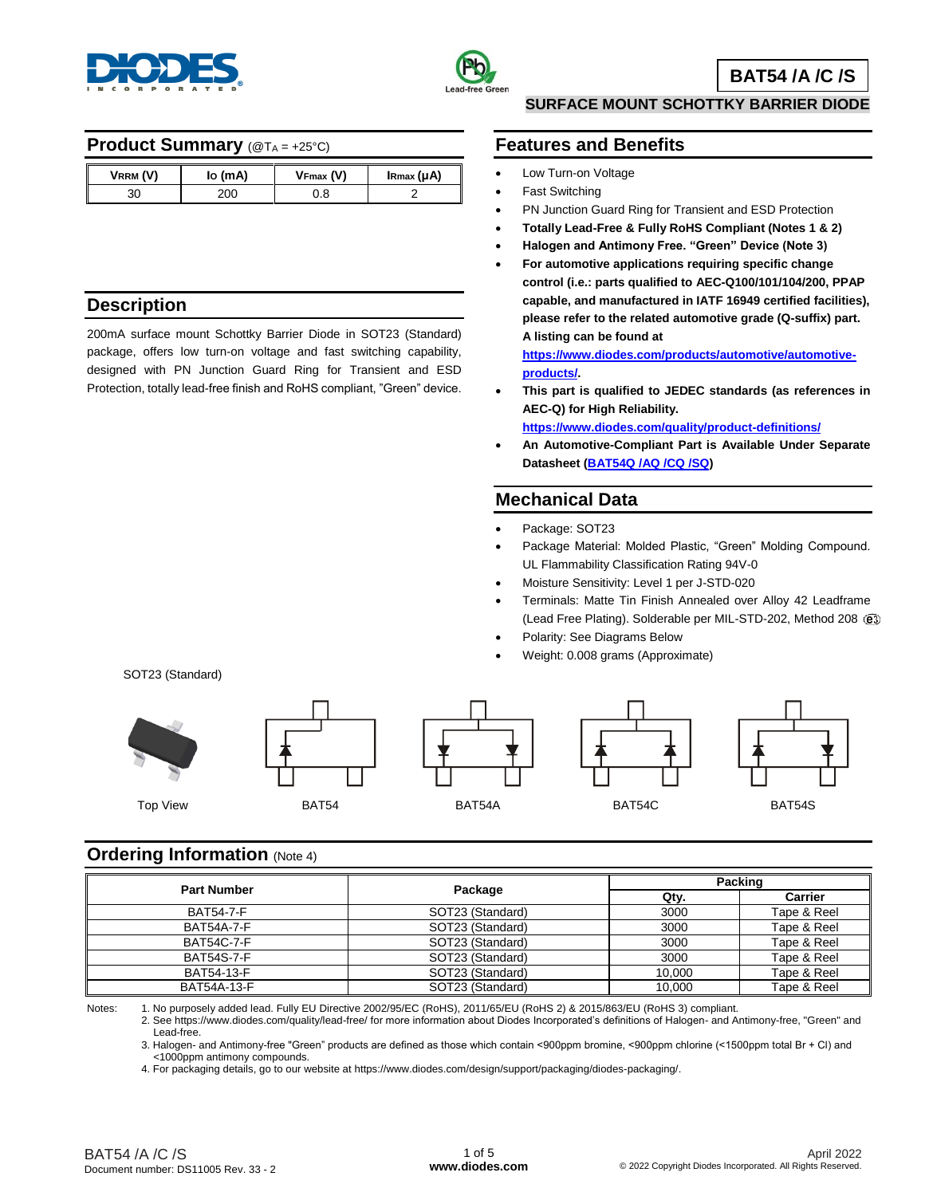# BAT54 /A /C /S

## SURFACE MOUNT SCHOTTKY BARRIER DIODE

## Product Summary (@$T_A$ = +25°C)

| $V_{RRM}$ (V) | $I_O$ (mA) | $V_{Fmax}$ (V) | $I_{Rmax}$ (µA) |
|---|---|---|---|
| 30 | 200 | 0.8 | 2 |

## Description

200mA surface mount Schottky Barrier Diode in SOT23 (Standard) package, offers low turn-on voltage and fast switching capability, designed with PN Junction Guard Ring for Transient and ESD Protection, totally lead-free finish and RoHS compliant, "Green" device.

## Features and Benefits

- Low Turn-on Voltage
- Fast Switching
- PN Junction Guard Ring for Transient and ESD Protection
- **Totally Lead-Free & Fully RoHS Compliant (Notes 1 & 2)**
- **Halogen and Antimony Free. "Green" Device (Note 3)**
- **For automotive applications requiring specific change control (i.e.: parts qualified to AEC-Q100/101/104/200, PPAP capable, and manufactured in IATF 16949 certified facilities), please refer to the related automotive grade (Q-suffix) part. A listing can be found at https://www.diodes.com/products/automotive/automotive-products/.**
- **This part is qualified to JEDEC standards (as references in AEC-Q) for High Reliability. https://www.diodes.com/quality/product-definitions/**
- **An Automotive-Compliant Part is Available Under Separate Datasheet (BAT54Q /AQ /CQ /SQ)**

## Mechanical Data

- Package: SOT23
- Package Material: Molded Plastic, "Green" Molding Compound. UL Flammability Classification Rating 94V-0
- Moisture Sensitivity: Level 1 per J-STD-020
- Terminals: Matte Tin Finish Annealed over Alloy 42 Leadframe (Lead Free Plating). Solderable per MIL-STD-202, Method 208 (e3)
- Polarity: See Diagrams Below
- Weight: 0.008 grams (Approximate)

SOT23 (Standard)

Top View | BAT54 | BAT54A | BAT54C | BAT54S

## Ordering Information (Note 4)

| Part Number | Package | Packing | |
|---|---|---|---|
| | | Qty. | Carrier |
| BAT54-7-F | SOT23 (Standard) | 3000 | Tape & Reel |
| BAT54A-7-F | SOT23 (Standard) | 3000 | Tape & Reel |
| BAT54C-7-F | SOT23 (Standard) | 3000 | Tape & Reel |
| BAT54S-7-F | SOT23 (Standard) | 3000 | Tape & Reel |
| BAT54-13-F | SOT23 (Standard) | 10,000 | Tape & Reel |
| BAT54A-13-F | SOT23 (Standard) | 10,000 | Tape & Reel |

Notes:
1. No purposely added lead. Fully EU Directive 2002/95/EC (RoHS), 2011/65/EU (RoHS 2) & 2015/863/EU (RoHS 3) compliant.
2. See https://www.diodes.com/quality/lead-free/ for more information about Diodes Incorporated's definitions of Halogen- and Antimony-free, "Green" and Lead-free.
3. Halogen- and Antimony-free "Green" products are defined as those which contain <900ppm bromine, <900ppm chlorine (<1500ppm total Br + Cl) and <1000ppm antimony compounds.
4. For packaging details, go to our website at https://www.diodes.com/design/support/packaging/diodes-packaging/.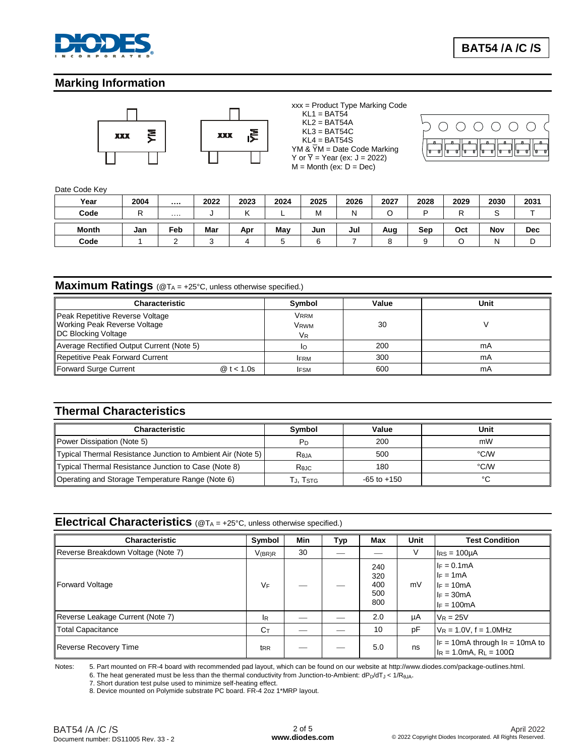## Marking Information

xxx = Product Type Marking Code
KL1 = BAT54
KL2 = BAT54A
KL3 = BAT54C
KL4 = BAT54S
YM & $\overline{Y}$M = Date Code Marking
Y or $\overline{Y}$ = Year (ex: J = 2022)
M = Month (ex: D = Dec)

Date Code Key

| Year | 2004 | .... | 2022 | 2023 | 2024 | 2025 | 2026 | 2027 | 2028 | 2029 | 2030 | 2031 |
|---|---|---|---|---|---|---|---|---|---|---|---|---|
| Code | R | .... | J | K | L | M | N | O | P | R | S | T |

| Month | Jan | Feb | Mar | Apr | May | Jun | Jul | Aug | Sep | Oct | Nov | Dec |
|---|---|---|---|---|---|---|---|---|---|---|---|---|
| Code | 1 | 2 | 3 | 4 | 5 | 6 | 7 | 8 | 9 | O | N | D |

## Maximum Ratings (@$T_A$ = +25°C, unless otherwise specified.)

| Characteristic | Symbol | Value | Unit |
|---|---|---|---|
| Peak Repetitive Reverse Voltage<br>Working Peak Reverse Voltage<br>DC Blocking Voltage | $V_{RRM}$<br>$V_{RWM}$<br>$V_R$ | 30 | V |
| Average Rectified Output Current (Note 5) | $I_O$ | 200 | mA |
| Repetitive Peak Forward Current | $I_{FRM}$ | 300 | mA |
| Forward Surge Current @ t < 1.0s | $I_{FSM}$ | 600 | mA |

## Thermal Characteristics

| Characteristic | Symbol | Value | Unit |
|---|---|---|---|
| Power Dissipation (Note 5) | $P_D$ | 200 | mW |
| Typical Thermal Resistance Junction to Ambient Air (Note 5) | $R_{\theta JA}$ | 500 | °C/W |
| Typical Thermal Resistance Junction to Case (Note 8) | $R_{\theta JC}$ | 180 | °C/W |
| Operating and Storage Temperature Range (Note 6) | $T_J$, $T_{STG}$ | -65 to +150 | °C |

## Electrical Characteristics (@$T_A$ = +25°C, unless otherwise specified.)

| Characteristic | Symbol | Min | Typ | Max | Unit | Test Condition |
|---|---|---|---|---|---|---|
| Reverse Breakdown Voltage (Note 7) | $V_{(BR)R}$ | 30 | — | — | V | $I_{RS}$ = 100µA |
| Forward Voltage | $V_F$ | — | — | 240<br>320<br>400<br>500<br>800 | mV | $I_F$ = 0.1mA<br>$I_F$ = 1mA<br>$I_F$ = 10mA<br>$I_F$ = 30mA<br>$I_F$ = 100mA |
| Reverse Leakage Current (Note 7) | $I_R$ | — | — | 2.0 | µA | $V_R$ = 25V |
| Total Capacitance | $C_T$ | — | — | 10 | pF | $V_R$ = 1.0V, f = 1.0MHz |
| Reverse Recovery Time | $t_{RR}$ | — | — | 5.0 | ns | $I_F$ = 10mA through $I_R$ = 10mA to $I_R$ = 1.0mA, $R_L$ = 100Ω |

Notes:
5. Part mounted on FR-4 board with recommended pad layout, which can be found on our website at http://www.diodes.com/package-outlines.html.
6. The heat generated must be less than the thermal conductivity from Junction-to-Ambient: $dP_D/dT_J < 1/R_{\theta JA}$.
7. Short duration test pulse used to minimize self-heating effect.
8. Device mounted on Polymide substrate PC board. FR-4 2oz 1*MRP layout.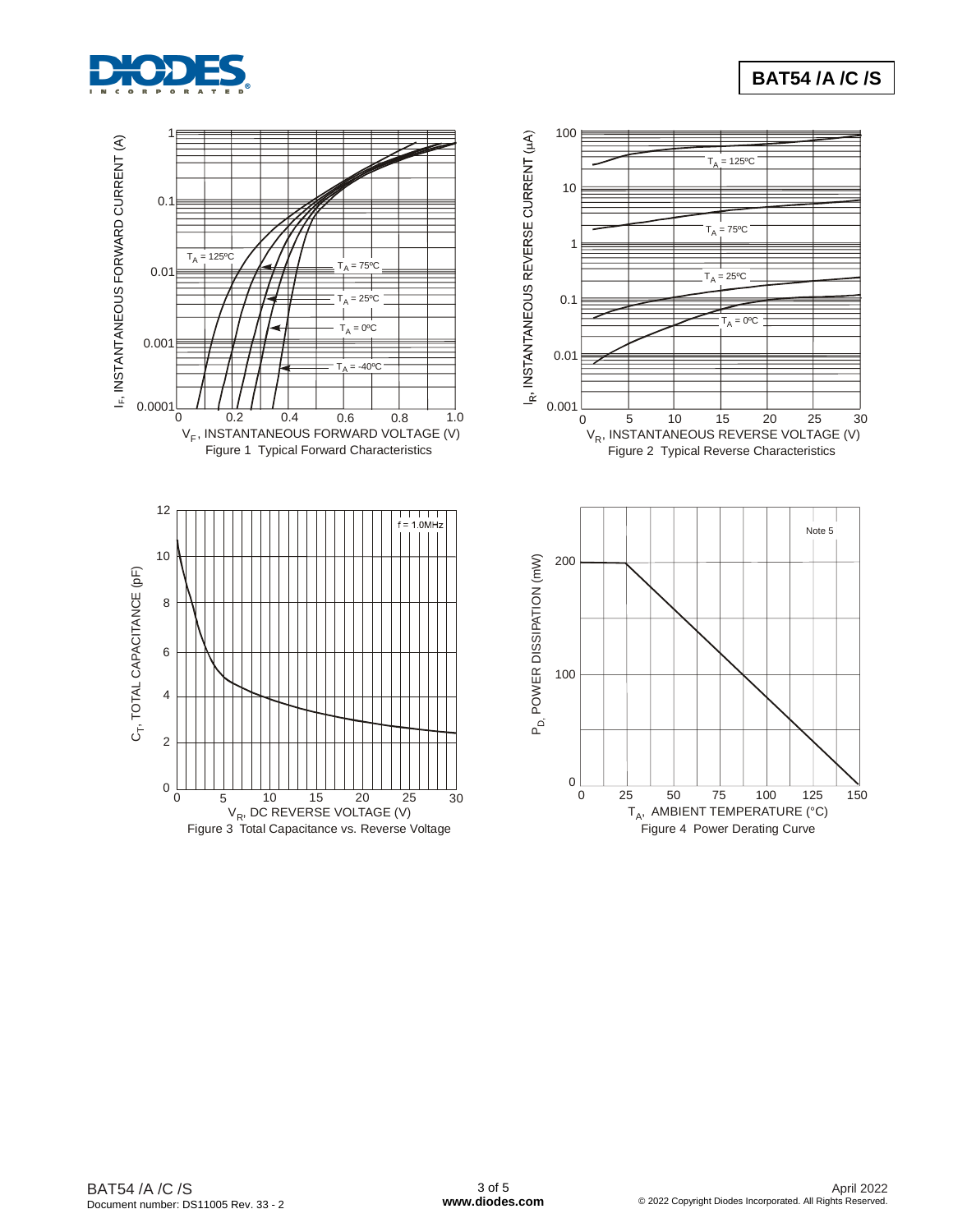Figure 1 Typical Forward Characteristics

Figure 2 Typical Reverse Characteristics

Figure 3 Total Capacitance vs. Reverse Voltage

Figure 4 Power Derating Curve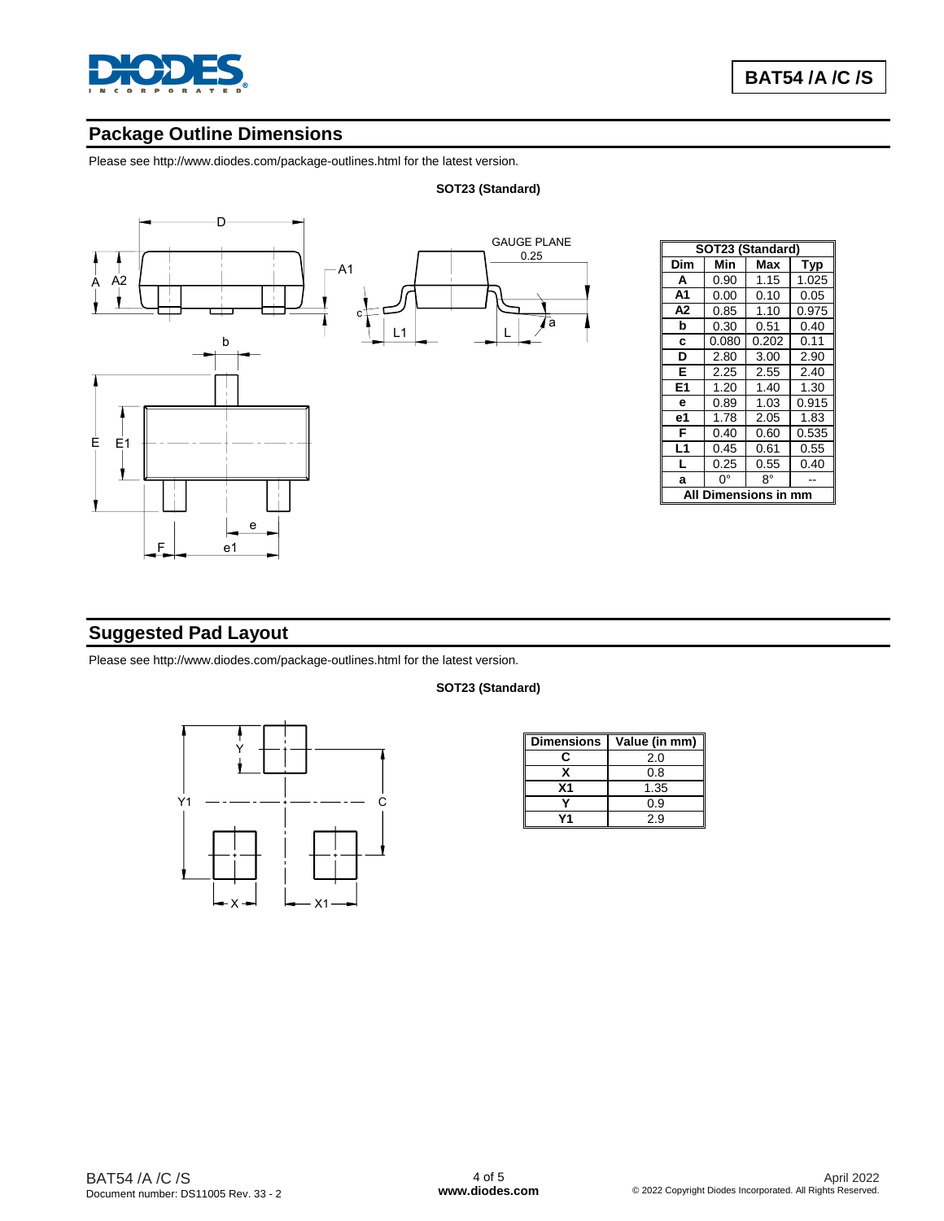## Package Outline Dimensions

Please see http://www.diodes.com/package-outlines.html for the latest version.

**SOT23 (Standard)**

| SOT23 (Standard) | | | |
|---|---|---|---|
| **Dim** | **Min** | **Max** | **Typ** |
| **A** | 0.90 | 1.15 | 1.025 |
| **A1** | 0.00 | 0.10 | 0.05 |
| **A2** | 0.85 | 1.10 | 0.975 |
| **b** | 0.30 | 0.51 | 0.40 |
| **c** | 0.080 | 0.202 | 0.11 |
| **D** | 2.80 | 3.00 | 2.90 |
| **E** | 2.25 | 2.55 | 2.40 |
| **E1** | 1.20 | 1.40 | 1.30 |
| **e** | 0.89 | 1.03 | 0.915 |
| **e1** | 1.78 | 2.05 | 1.83 |
| **F** | 0.40 | 0.60 | 0.535 |
| **L1** | 0.45 | 0.61 | 0.55 |
| **L** | 0.25 | 0.55 | 0.40 |
| **a** | 0° | 8° | -- |
| **All Dimensions in mm** | | | |

## Suggested Pad Layout

Please see http://www.diodes.com/package-outlines.html for the latest version.

**SOT23 (Standard)**

| Dimensions | Value (in mm) |
|---|---|
| **C** | 2.0 |
| **X** | 0.8 |
| **X1** | 1.35 |
| **Y** | 0.9 |
| **Y1** | 2.9 |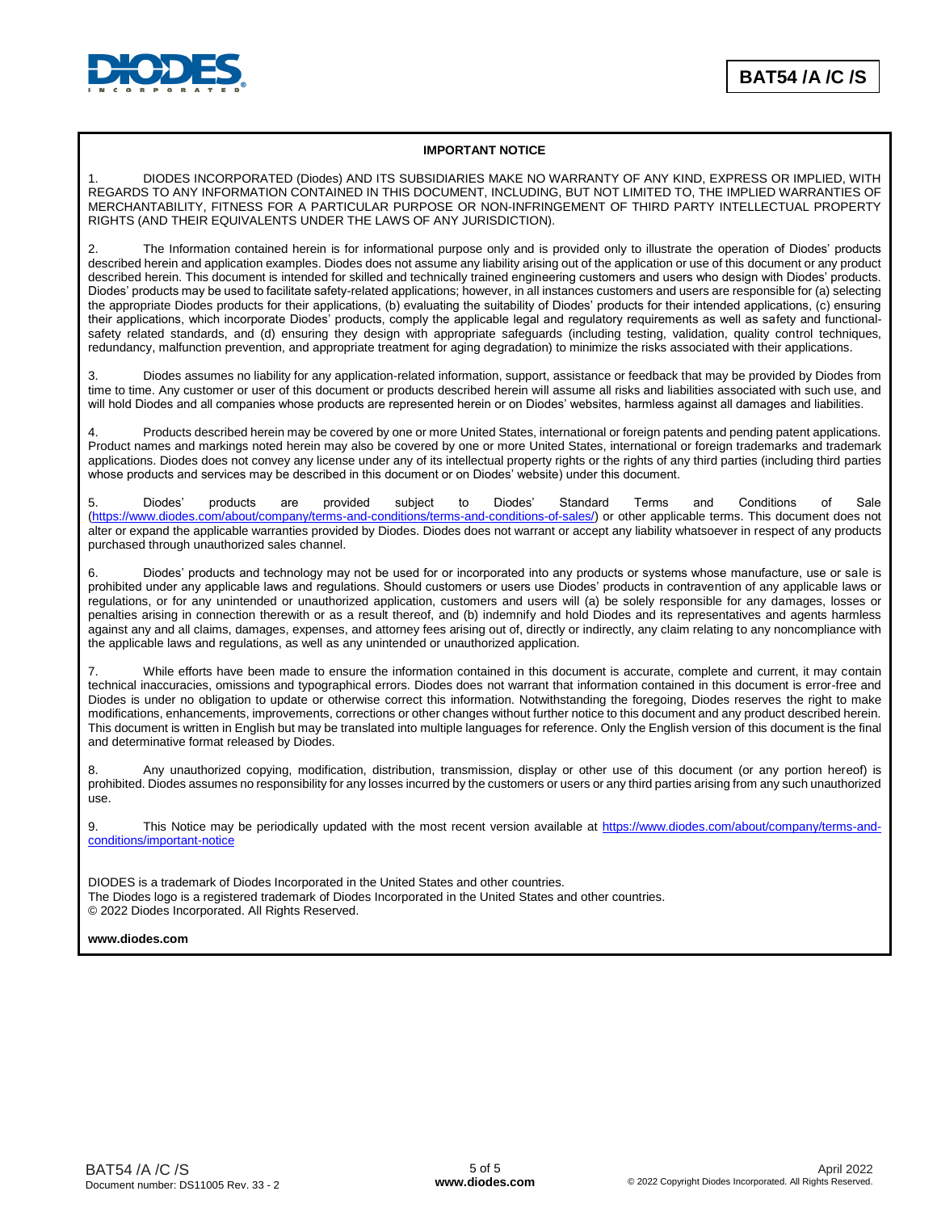## IMPORTANT NOTICE

1. DIODES INCORPORATED (Diodes) AND ITS SUBSIDIARIES MAKE NO WARRANTY OF ANY KIND, EXPRESS OR IMPLIED, WITH REGARDS TO ANY INFORMATION CONTAINED IN THIS DOCUMENT, INCLUDING, BUT NOT LIMITED TO, THE IMPLIED WARRANTIES OF MERCHANTABILITY, FITNESS FOR A PARTICULAR PURPOSE OR NON-INFRINGEMENT OF THIRD PARTY INTELLECTUAL PROPERTY RIGHTS (AND THEIR EQUIVALENTS UNDER THE LAWS OF ANY JURISDICTION).

2. The Information contained herein is for informational purpose only and is provided only to illustrate the operation of Diodes' products described herein and application examples. Diodes does not assume any liability arising out of the application or use of this document or any product described herein. This document is intended for skilled and technically trained engineering customers and users who design with Diodes' products. Diodes' products may be used to facilitate safety-related applications; however, in all instances customers and users are responsible for (a) selecting the appropriate Diodes products for their applications, (b) evaluating the suitability of Diodes' products for their intended applications, (c) ensuring their applications, which incorporate Diodes' products, comply the applicable legal and regulatory requirements as well as safety and functional-safety related standards, and (d) ensuring they design with appropriate safeguards (including testing, validation, quality control techniques, redundancy, malfunction prevention, and appropriate treatment for aging degradation) to minimize the risks associated with their applications.

3. Diodes assumes no liability for any application-related information, support, assistance or feedback that may be provided by Diodes from time to time. Any customer or user of this document or products described herein will assume all risks and liabilities associated with such use, and will hold Diodes and all companies whose products are represented herein or on Diodes' websites, harmless against all damages and liabilities.

4. Products described herein may be covered by one or more United States, international or foreign patents and pending patent applications. Product names and markings noted herein may also be covered by one or more United States, international or foreign trademarks and trademark applications. Diodes does not convey any license under any of its intellectual property rights or the rights of any third parties (including third parties whose products and services may be described in this document or on Diodes' website) under this document.

5. Diodes' products are provided subject to Diodes' Standard Terms and Conditions of Sale (https://www.diodes.com/about/company/terms-and-conditions/terms-and-conditions-of-sales/) or other applicable terms. This document does not alter or expand the applicable warranties provided by Diodes. Diodes does not warrant or accept any liability whatsoever in respect of any products purchased through unauthorized sales channel.

6. Diodes' products and technology may not be used for or incorporated into any products or systems whose manufacture, use or sale is prohibited under any applicable laws and regulations. Should customers or users use Diodes' products in contravention of any applicable laws or regulations, or for any unintended or unauthorized application, customers and users will (a) be solely responsible for any damages, losses or penalties arising in connection therewith or as a result thereof, and (b) indemnify and hold Diodes and its representatives and agents harmless against any and all claims, damages, expenses, and attorney fees arising out of, directly or indirectly, any claim relating to any noncompliance with the applicable laws and regulations, as well as any unintended or unauthorized application.

7. While efforts have been made to ensure the information contained in this document is accurate, complete and current, it may contain technical inaccuracies, omissions and typographical errors. Diodes does not warrant that information contained in this document is error-free and Diodes is under no obligation to update or otherwise correct this information. Notwithstanding the foregoing, Diodes reserves the right to make modifications, enhancements, improvements, corrections or other changes without further notice to this document and any product described herein. This document is written in English but may be translated into multiple languages for reference. Only the English version of this document is the final and determinative format released by Diodes.

8. Any unauthorized copying, modification, distribution, transmission, display or other use of this document (or any portion hereof) is prohibited. Diodes assumes no responsibility for any losses incurred by the customers or users or any third parties arising from any such unauthorized use.

9. This Notice may be periodically updated with the most recent version available at https://www.diodes.com/about/company/terms-and-conditions/important-notice

DIODES is a trademark of Diodes Incorporated in the United States and other countries.
The Diodes logo is a registered trademark of Diodes Incorporated in the United States and other countries.
© 2022 Diodes Incorporated. All Rights Reserved.

**www.diodes.com**